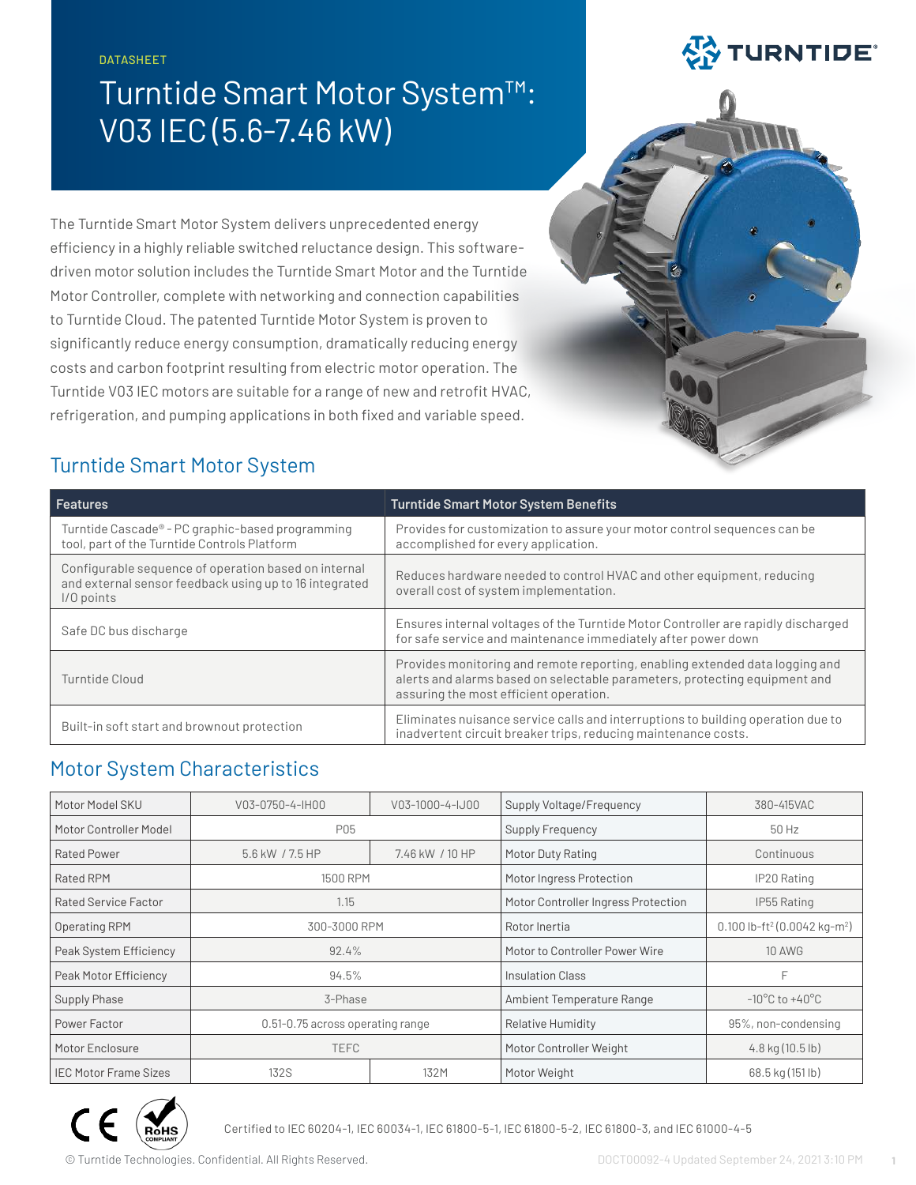DATASHEET

# Turntide Smart Motor System™: V03 IEC (5.6-7.46 kW)

The Turntide Smart Motor System delivers unprecedented energy efficiency in a highly reliable switched reluctance design. This software-driven motor solution includes the Turntide Smart Motor and the Turntide Motor Controller, complete with networking and connection capabilities to Turntide Cloud. The patented Turntide Motor System is proven to significantly reduce energy consumption, dramatically reducing energy costs and carbon footprint resulting from electric motor operation. The Turntide V03 IEC motors are suitable for a range of new and retrofit HVAC, refrigeration, and pumping applications in both fixed and variable speed.

## Turntide Smart Motor System

| Features | Turntide Smart Motor System Benefits |
|---|---|
| Turntide Cascade® - PC graphic-based programming tool, part of the Turntide Controls Platform | Provides for customization to assure your motor control sequences can be accomplished for every application. |
| Configurable sequence of operation based on internal and external sensor feedback using up to 16 integrated I/O points | Reduces hardware needed to control HVAC and other equipment, reducing overall cost of system implementation. |
| Safe DC bus discharge | Ensures internal voltages of the Turntide Motor Controller are rapidly discharged for safe service and maintenance immediately after power down |
| Turntide Cloud | Provides monitoring and remote reporting, enabling extended data logging and alerts and alarms based on selectable parameters, protecting equipment and assuring the most efficient operation. |
| Built-in soft start and brownout protection | Eliminates nuisance service calls and interruptions to building operation due to inadvertent circuit breaker trips, reducing maintenance costs. |

## Motor System Characteristics

| Motor Model SKU | V03-0750-4-IH00 | V03-1000-4-IJ00 | Supply Voltage/Frequency | 380-415VAC |
|---|---|---|---|---|
| Motor Controller Model | P05 | | Supply Frequency | 50 Hz |
| Rated Power | 5.6 kW / 7.5 HP | 7.46 kW / 10 HP | Motor Duty Rating | Continuous |
| Rated RPM | 1500 RPM | | Motor Ingress Protection | IP20 Rating |
| Rated Service Factor | 1.15 | | Motor Controller Ingress Protection | IP55 Rating |
| Operating RPM | 300-3000 RPM | | Rotor Inertia | 0.100 lb-ft² (0.0042 kg-m²) |
| Peak System Efficiency | 92.4% | | Motor to Controller Power Wire | 10 AWG |
| Peak Motor Efficiency | 94.5% | | Insulation Class | F |
| Supply Phase | 3-Phase | | Ambient Temperature Range | -10°C to +40°C |
| Power Factor | 0.51-0.75 across operating range | | Relative Humidity | 95%, non-condensing |
| Motor Enclosure | TEFC | | Motor Controller Weight | 4.8 kg (10.5 lb) |
| IEC Motor Frame Sizes | 132S | 132M | Motor Weight | 68.5 kg (151 lb) |

Certified to IEC 60204-1, IEC 60034-1, IEC 61800-5-1, IEC 61800-5-2, IEC 61800-3, and IEC 61000-4-5

© Turntide Technologies. Confidential. All Rights Reserved.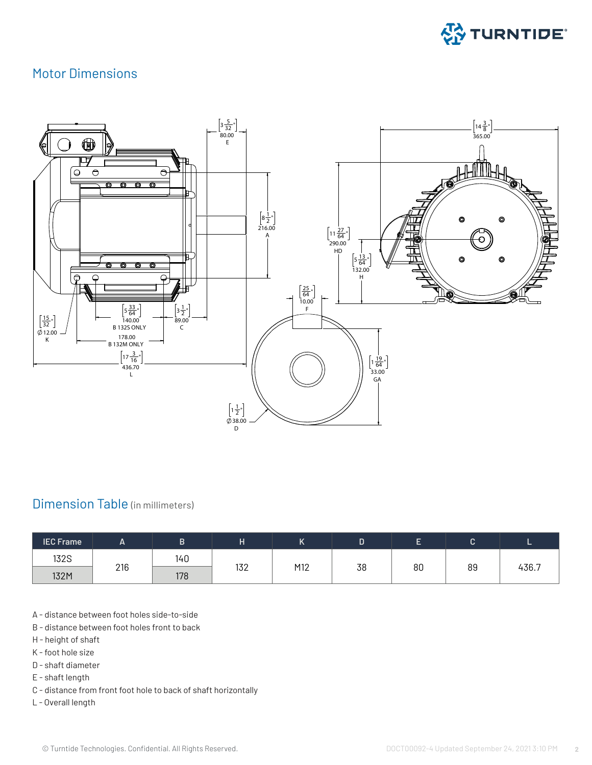## Motor Dimensions

## Dimension Table (in millimeters)

| IEC Frame | A | B | H | K | D | E | C | L |
|---|---|---|---|---|---|---|---|---|
| 132S | 216 | 140 | 132 | M12 | 38 | 80 | 89 | 436.7 |
| 132M | | 178 | | | | | | |

A - distance between foot holes side-to-side
B - distance between foot holes front to back
H - height of shaft
K - foot hole size
D - shaft diameter
E - shaft length
C - distance from front foot hole to back of shaft horizontally
L - Overall length

© Turntide Technologies. Confidential. All Rights Reserved.

DOCT00092-4 Updated September 24, 2021 3:10 PM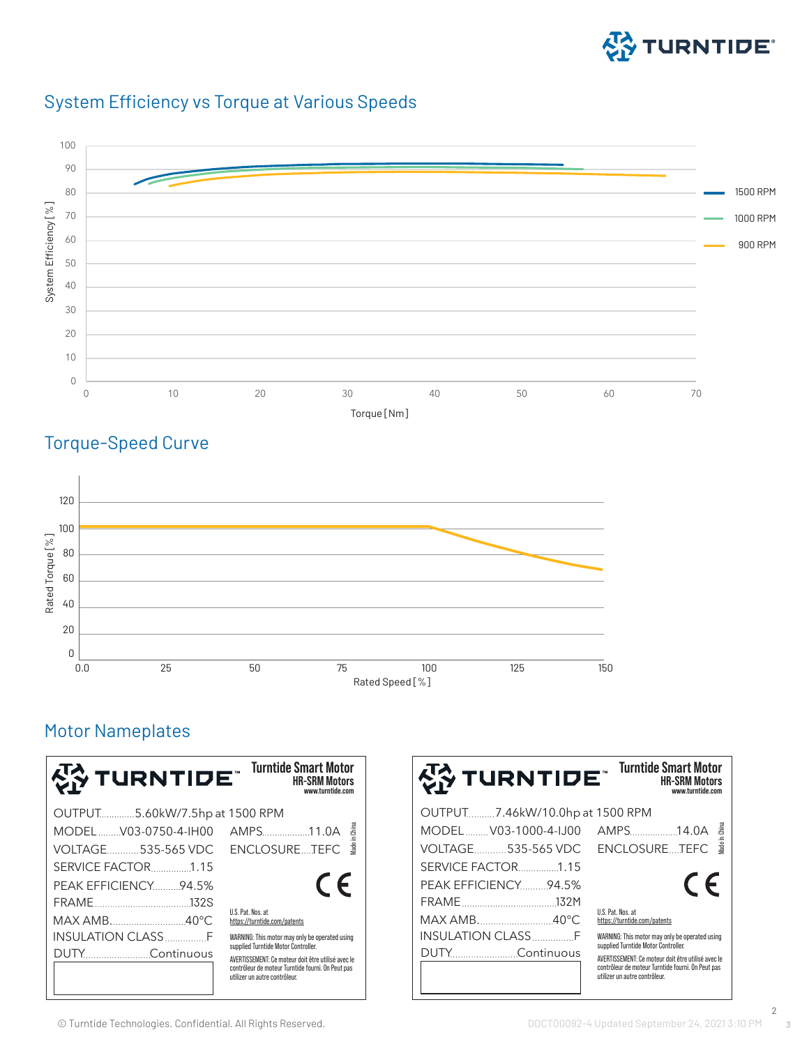## System Efficiency vs Torque at Various Speeds

System Efficiency [%]

100, 90, 80, 70, 60, 50, 40, 30, 20, 10, 0

0, 10, 20, 30, 40, 50, 60, 70

Torque [Nm]

1500 RPM
1000 RPM
900 RPM

## Torque-Speed Curve

Rated Torque [%]

120, 100, 80, 60, 40, 20, 0

0.0, 25, 50, 75, 100, 125, 150

Rated Speed [%]

## Motor Nameplates

**TURNTIDE™** — Turntide Smart Motor, HR-SRM Motors, www.turntide.com

OUTPUT.............5.60kW/7.5hp at 1500 RPM
MODEL.........V03-0750-4-IH00
AMPS..................11.0A
VOLTAGE............535-565 VDC
ENCLOSURE....TEFC
SERVICE FACTOR...............1.15
PEAK EFFICIENCY..........94.5%
FRAME.....................................132S
MAX AMB...........................40°C
INSULATION CLASS...............F
DUTY........................Continuous

Made in China

CE

U.S. Pat. Nos. at https://turntide.com/patents

WARNING: This motor may only be operated using supplied Turntide Motor Controller.

AVERTISSEMENT: Ce moteur doit être utilisé avec le contrôleur de moteur Turntide fourni. On Peut pas utilizer un autre contrôleur.

**TURNTIDE™** — Turntide Smart Motor, HR-SRM Motors, www.turntide.com

OUTPUT..........7.46kW/10.0hp at 1500 RPM
MODEL.........V03-1000-4-IJ00
AMPS..................14.0A
VOLTAGE...........535-565 VDC
ENCLOSURE....TEFC
SERVICE FACTOR...............1.15
PEAK EFFICIENCY..........94.5%
FRAME.....................................132M
MAX AMB...........................40°C
INSULATION CLASS...............F
DUTY........................Continuous

Made in China

CE

U.S. Pat. Nos. at https://turntide.com/patents

WARNING: This motor may only be operated using supplied Turntide Motor Controller.

AVERTISSEMENT: Ce moteur doit être utilisé avec le contrôleur de moteur Turntide fourni. On Peut pas utilizer un autre contrôleur.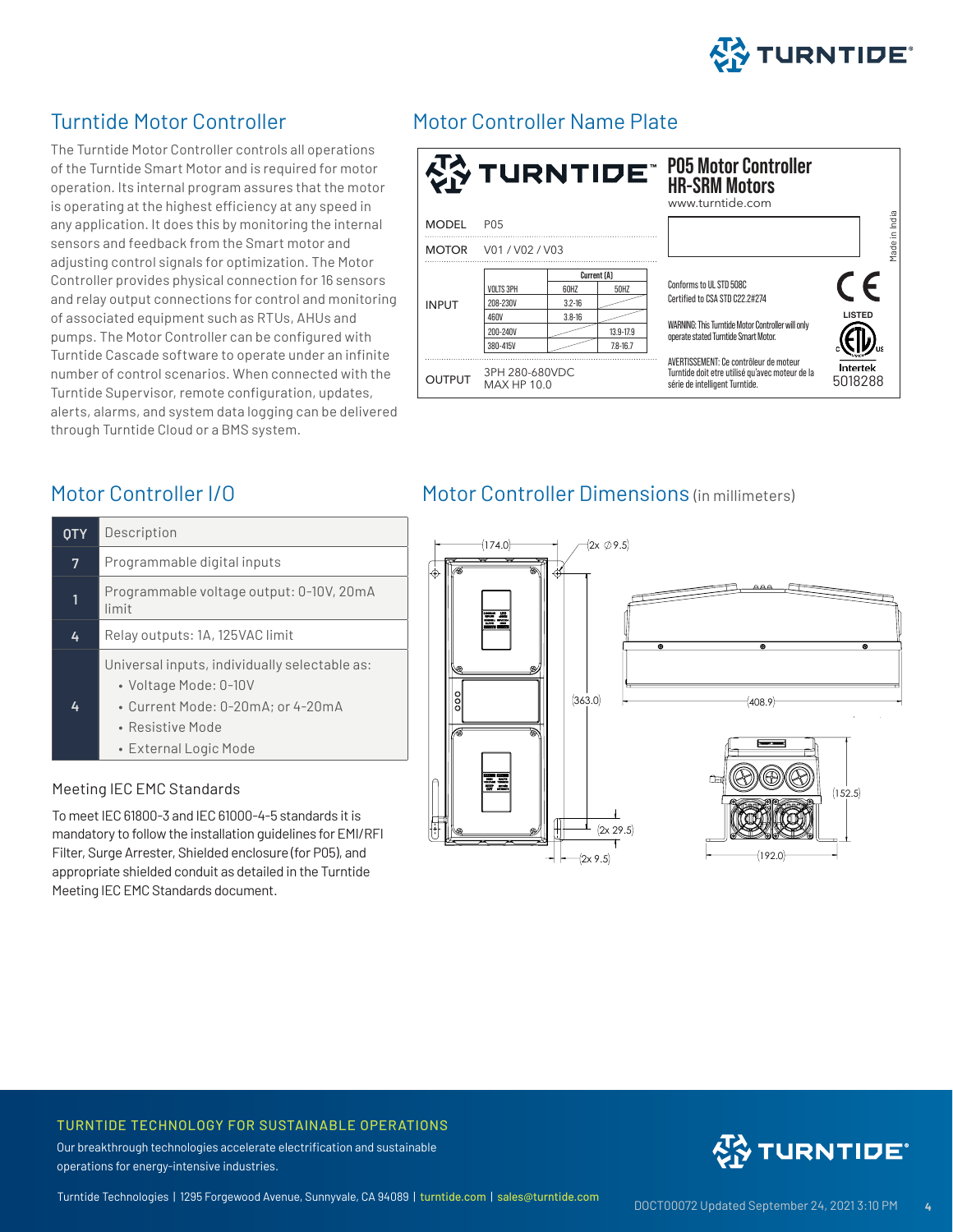## Turntide Motor Controller

The Turntide Motor Controller controls all operations of the Turntide Smart Motor and is required for motor operation. Its internal program assures that the motor is operating at the highest efficiency at any speed in any application. It does this by monitoring the internal sensors and feedback from the Smart motor and adjusting control signals for optimization. The Motor Controller provides physical connection for 16 sensors and relay output connections for control and monitoring of associated equipment such as RTUs, AHUs and pumps. The Motor Controller can be configured with Turntide Cascade software to operate under an infinite number of control scenarios. When connected with the Turntide Supervisor, remote configuration, updates, alerts, alarms, and system data logging can be delivered through Turntide Cloud or a BMS system.

## Motor Controller Name Plate

TURNTIDE™

**P05 Motor Controller**
**HR-SRM Motors**
www.turntide.com

MODEL P05

MOTOR V01 / V02 / V03

INPUT

| VOLTS 3PH | Current (A) 60HZ | Current (A) 50HZ |
|---|---|---|
| 208-230V | 3.2-16 | |
| 460V | 3.8-16 | |
| 200-240V | | 13.9-17.9 |
| 380-415V | | 7.8-16.7 |

OUTPUT 3PH 280-680VDC MAX HP 10.0

Made in India

Conforms to UL STD 508C
Certified to CSA STD C22.2#274

WARNING: This Turntide Motor Controller will only operate stated Turntide Smart Motor.

AVERTISSEMENT: Ce contrôleur de moteur Turntide doit etre utilisé qu'avec moteur de la série de intelligent Turntide.

CE

LISTED
ETL c US
Intertek
5018288

## Motor Controller I/O

| QTY | Description |
|---|---|
| 7 | Programmable digital inputs |
| 1 | Programmable voltage output: 0-10V, 20mA limit |
| 4 | Relay outputs: 1A, 125VAC limit |
| 4 | Universal inputs, individually selectable as:<br>• Voltage Mode: 0-10V<br>• Current Mode: 0-20mA; or 4-20mA<br>• Resistive Mode<br>• External Logic Mode |

### Meeting IEC EMC Standards

To meet IEC 61800-3 and IEC 61000-4-5 standards it is mandatory to follow the installation guidelines for EMI/RFI Filter, Surge Arrester, Shielded enclosure (for P05), and appropriate shielded conduit as detailed in the Turntide Meeting IEC EMC Standards document.

## Motor Controller Dimensions (in millimeters)

(174.0)
(2x ∅9.5)
(363.0)
(408.9)
(2x 29.5)
(2x 9.5)
(152.5)
(192.0)

TURNTIDE TECHNOLOGY FOR SUSTAINABLE OPERATIONS

Our breakthrough technologies accelerate electrification and sustainable operations for energy-intensive industries.

Turntide Technologies | 1295 Forgewood Avenue, Sunnyvale, CA 94089 | turntide.com | sales@turntide.com

DOCT00072 Updated September 24, 2021 3:10 PM